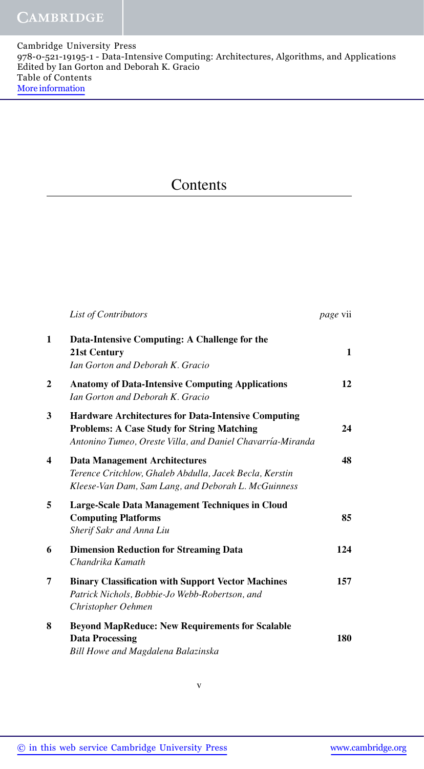# Contents

| | | |
|---|---|---|
| | *List of Contributors* | *page* vii |
| **1** | **Data-Intensive Computing: A Challenge for the 21st Century**<br>*Ian Gorton and Deborah K. Gracio* | **1** |
| **2** | **Anatomy of Data-Intensive Computing Applications**<br>*Ian Gorton and Deborah K. Gracio* | **12** |
| **3** | **Hardware Architectures for Data-Intensive Computing Problems: A Case Study for String Matching**<br>*Antonino Tumeo, Oreste Villa, and Daniel Chavarría-Miranda* | **24** |
| **4** | **Data Management Architectures**<br>*Terence Critchlow, Ghaleb Abdulla, Jacek Becla, Kerstin Kleese-Van Dam, Sam Lang, and Deborah L. McGuinness* | **48** |
| **5** | **Large-Scale Data Management Techniques in Cloud Computing Platforms**<br>*Sherif Sakr and Anna Liu* | **85** |
| **6** | **Dimension Reduction for Streaming Data**<br>*Chandrika Kamath* | **124** |
| **7** | **Binary Classification with Support Vector Machines**<br>*Patrick Nichols, Bobbie-Jo Webb-Robertson, and Christopher Oehmen* | **157** |
| **8** | **Beyond MapReduce: New Requirements for Scalable Data Processing**<br>*Bill Howe and Magdalena Balazinska* | **180** |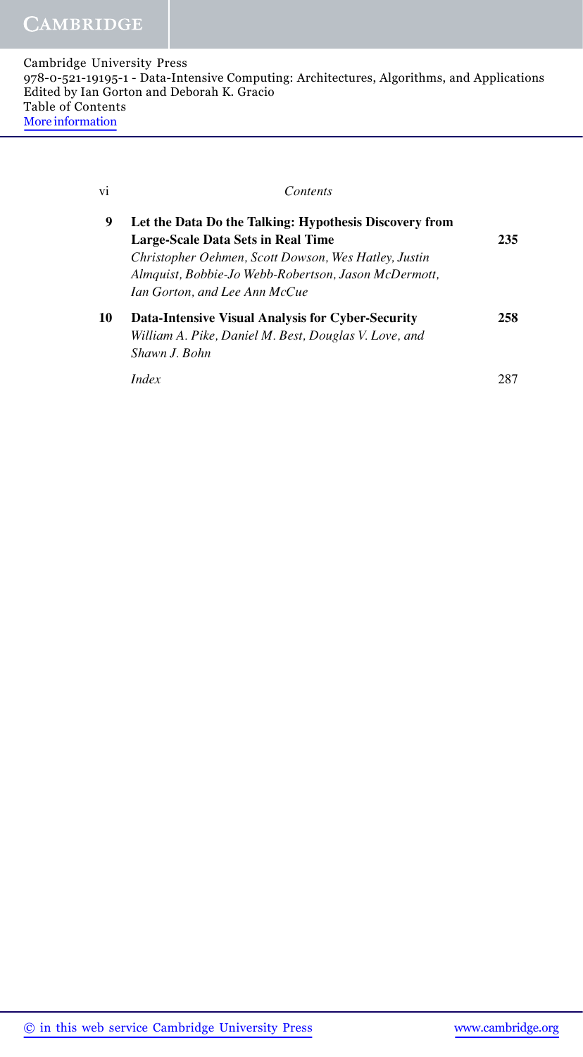| | | |
|---|---|---|
| **9** | **Let the Data Do the Talking: Hypothesis Discovery from Large-Scale Data Sets in Real Time**<br>*Christopher Oehmen, Scott Dowson, Wes Hatley, Justin Almquist, Bobbie-Jo Webb-Robertson, Jason McDermott, Ian Gorton, and Lee Ann McCue* | **235** |
| **10** | **Data-Intensive Visual Analysis for Cyber-Security**<br>*William A. Pike, Daniel M. Best, Douglas V. Love, and Shawn J. Bohn* | **258** |
| | *Index* | 287 |